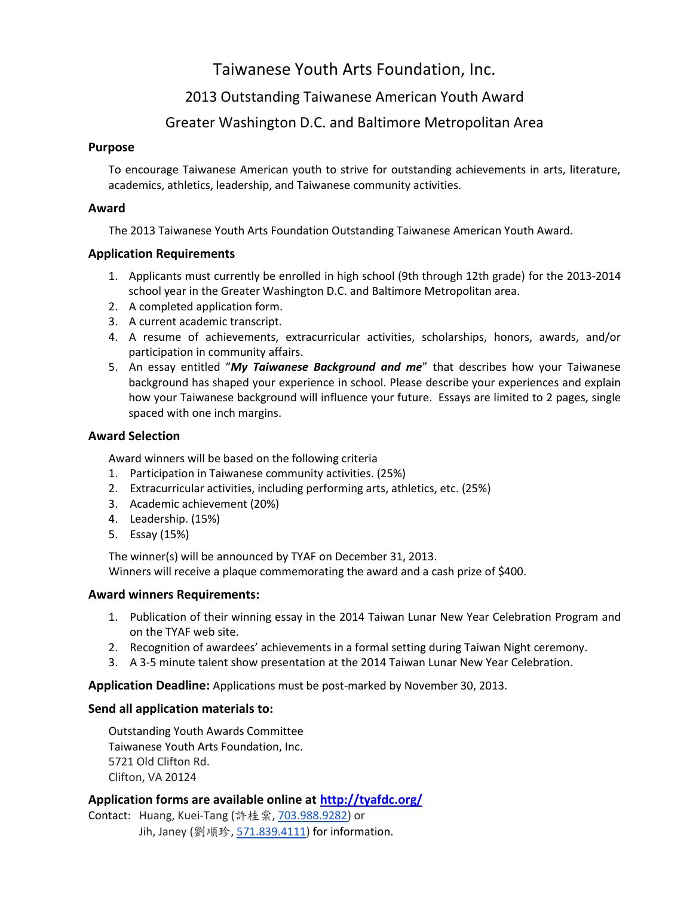# Taiwanese Youth Arts Foundation, Inc.

## 2013 Outstanding Taiwanese American Youth Award

## Greater Washington D.C. and Baltimore Metropolitan Area

### Purpose

To encourage Taiwanese American youth to strive for outstanding achievements in arts, literature, academics, athletics, leadership, and Taiwanese community activities.

### Award

The 2013 Taiwanese Youth Arts Foundation Outstanding Taiwanese American Youth Award.

### Application Requirements

1. Applicants must currently be enrolled in high school (9th through 12th grade) for the 2013-2014 school year in the Greater Washington D.C. and Baltimore Metropolitan area.
2. A completed application form.
3. A current academic transcript.
4. A resume of achievements, extracurricular activities, scholarships, honors, awards, and/or participation in community affairs.
5. An essay entitled "***My Taiwanese Background and me***" that describes how your Taiwanese background has shaped your experience in school. Please describe your experiences and explain how your Taiwanese background will influence your future. Essays are limited to 2 pages, single spaced with one inch margins.

### Award Selection

Award winners will be based on the following criteria

1. Participation in Taiwanese community activities. (25%)
2. Extracurricular activities, including performing arts, athletics, etc. (25%)
3. Academic achievement (20%)
4. Leadership. (15%)
5. Essay (15%)

The winner(s) will be announced by TYAF on December 31, 2013.
Winners will receive a plaque commemorating the award and a cash prize of $400.

### Award winners Requirements:

1. Publication of their winning essay in the 2014 Taiwan Lunar New Year Celebration Program and on the TYAF web site.
2. Recognition of awardees' achievements in a formal setting during Taiwan Night ceremony.
3. A 3-5 minute talent show presentation at the 2014 Taiwan Lunar New Year Celebration.

**Application Deadline:** Applications must be post-marked by November 30, 2013.

### Send all application materials to:

Outstanding Youth Awards Committee
Taiwanese Youth Arts Foundation, Inc.
5721 Old Clifton Rd.
Clifton, VA 20124

### Application forms are available online at http://tyafdc.org/

Contact: Huang, Kuei-Tang (許桂棠, 703.988.9282) or
Jih, Janey (劉順珍, 571.839.4111) for information.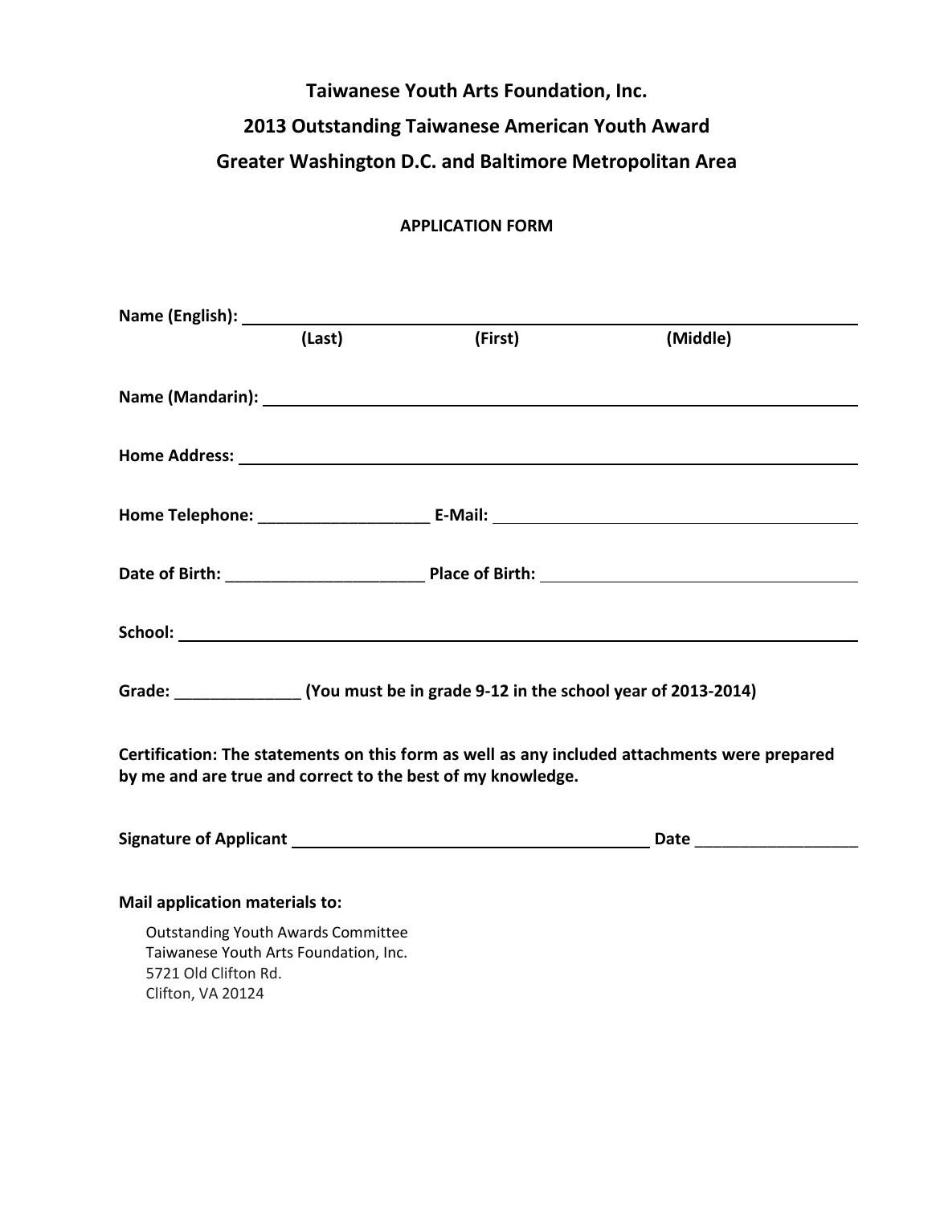**Taiwanese Youth Arts Foundation, Inc.**

**2013 Outstanding Taiwanese American Youth Award**

**Greater Washington D.C. and Baltimore Metropolitan Area**

**APPLICATION FORM**

**Name (English):** ______________________________________________
**(Last) (First) (Middle)**

**Name (Mandarin):** ______________________________________________

**Home Address:** ______________________________________________

**Home Telephone:** ___________________ **E-Mail:** ______________________________

**Date of Birth:** ______________________ **Place of Birth:** ______________________________

**School:** ______________________________________________

**Grade:** ______________ **(You must be in grade 9-12 in the school year of 2013-2014)**

**Certification: The statements on this form as well as any included attachments were prepared by me and are true and correct to the best of my knowledge.**

**Signature of Applicant** ______________________________ **Date** __________________

**Mail application materials to:**

Outstanding Youth Awards Committee
Taiwanese Youth Arts Foundation, Inc.
5721 Old Clifton Rd.
Clifton, VA 20124